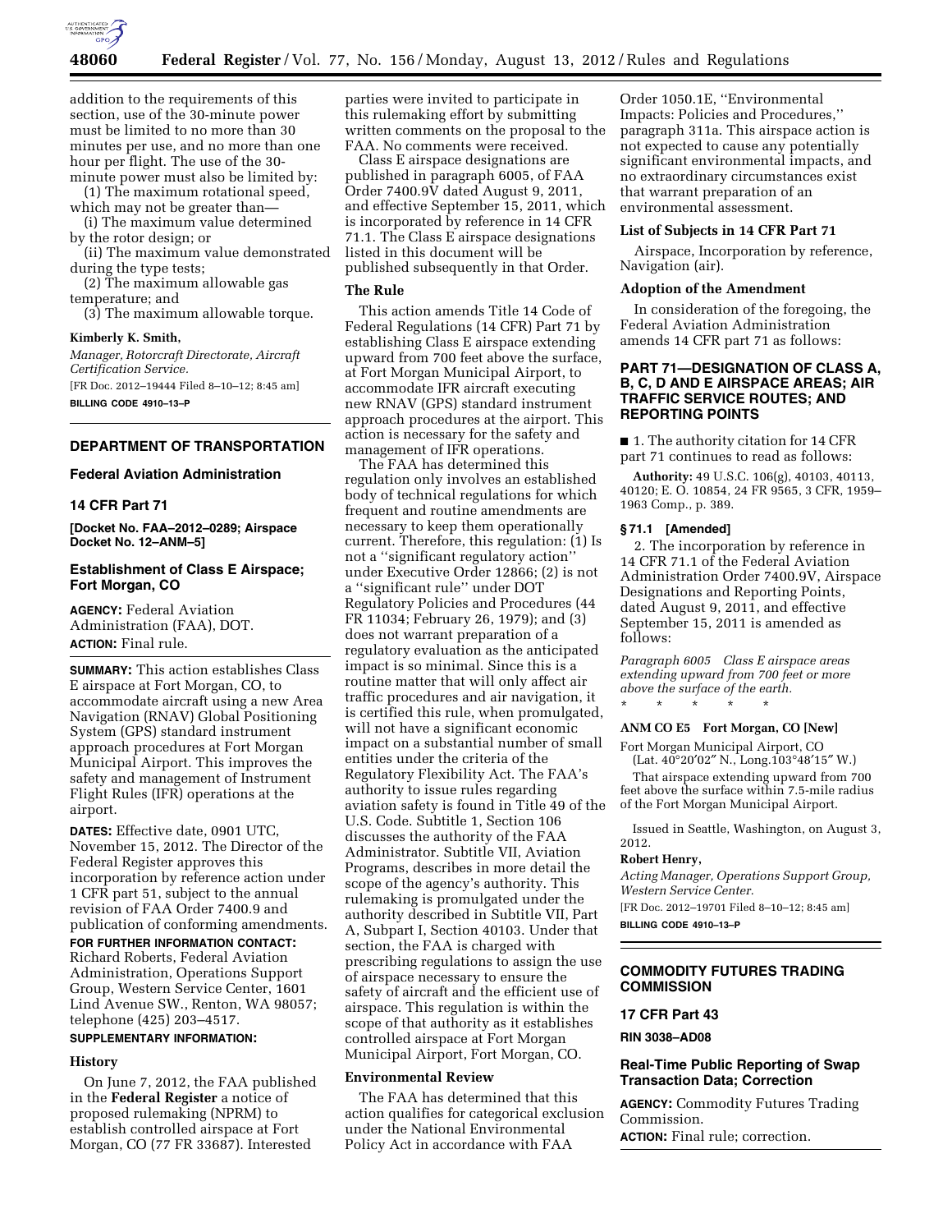addition to the requirements of this section, use of the 30-minute power must be limited to no more than 30 minutes per use, and no more than one hour per flight. The use of the 30-minute power must also be limited by:

(1) The maximum rotational speed, which may not be greater than—

(i) The maximum value determined by the rotor design; or

(ii) The maximum value demonstrated during the type tests;

(2) The maximum allowable gas temperature; and

(3) The maximum allowable torque.

**Kimberly K. Smith,**

*Manager, Rotorcraft Directorate, Aircraft Certification Service.*

[FR Doc. 2012–19444 Filed 8–10–12; 8:45 am]

**BILLING CODE 4910–13–P**

---

## DEPARTMENT OF TRANSPORTATION

### Federal Aviation Administration

### 14 CFR Part 71

**[Docket No. FAA–2012–0289; Airspace Docket No. 12–ANM–5]**

### Establishment of Class E Airspace; Fort Morgan, CO

**AGENCY:** Federal Aviation Administration (FAA), DOT.

**ACTION:** Final rule.

**SUMMARY:** This action establishes Class E airspace at Fort Morgan, CO, to accommodate aircraft using a new Area Navigation (RNAV) Global Positioning System (GPS) standard instrument approach procedures at Fort Morgan Municipal Airport. This improves the safety and management of Instrument Flight Rules (IFR) operations at the airport.

**DATES:** Effective date, 0901 UTC, November 15, 2012. The Director of the Federal Register approves this incorporation by reference action under 1 CFR part 51, subject to the annual revision of FAA Order 7400.9 and publication of conforming amendments.

**FOR FURTHER INFORMATION CONTACT:** Richard Roberts, Federal Aviation Administration, Operations Support Group, Western Service Center, 1601 Lind Avenue SW., Renton, WA 98057; telephone (425) 203–4517.

**SUPPLEMENTARY INFORMATION:**

#### History

On June 7, 2012, the FAA published in the **Federal Register** a notice of proposed rulemaking (NPRM) to establish controlled airspace at Fort Morgan, CO (77 FR 33687). Interested parties were invited to participate in this rulemaking effort by submitting written comments on the proposal to the FAA. No comments were received.

Class E airspace designations are published in paragraph 6005, of FAA Order 7400.9V dated August 9, 2011, and effective September 15, 2011, which is incorporated by reference in 14 CFR 71.1. The Class E airspace designations listed in this document will be published subsequently in that Order.

#### The Rule

This action amends Title 14 Code of Federal Regulations (14 CFR) Part 71 by establishing Class E airspace extending upward from 700 feet above the surface, at Fort Morgan Municipal Airport, to accommodate IFR aircraft executing new RNAV (GPS) standard instrument approach procedures at the airport. This action is necessary for the safety and management of IFR operations.

The FAA has determined this regulation only involves an established body of technical regulations for which frequent and routine amendments are necessary to keep them operationally current. Therefore, this regulation: (1) Is not a ''significant regulatory action'' under Executive Order 12866; (2) is not a ''significant rule'' under DOT Regulatory Policies and Procedures (44 FR 11034; February 26, 1979); and (3) does not warrant preparation of a regulatory evaluation as the anticipated impact is so minimal. Since this is a routine matter that will only affect air traffic procedures and air navigation, it is certified this rule, when promulgated, will not have a significant economic impact on a substantial number of small entities under the criteria of the Regulatory Flexibility Act. The FAA's authority to issue rules regarding aviation safety is found in Title 49 of the U.S. Code. Subtitle 1, Section 106 discusses the authority of the FAA Administrator. Subtitle VII, Aviation Programs, describes in more detail the scope of the agency's authority. This rulemaking is promulgated under the authority described in Subtitle VII, Part A, Subpart I, Section 40103. Under that section, the FAA is charged with prescribing regulations to assign the use of airspace necessary to ensure the safety of aircraft and the efficient use of airspace. This regulation is within the scope of that authority as it establishes controlled airspace at Fort Morgan Municipal Airport, Fort Morgan, CO.

#### Environmental Review

The FAA has determined that this action qualifies for categorical exclusion under the National Environmental Policy Act in accordance with FAA Order 1050.1E, ''Environmental Impacts: Policies and Procedures,'' paragraph 311a. This airspace action is not expected to cause any potentially significant environmental impacts, and no extraordinary circumstances exist that warrant preparation of an environmental assessment.

#### List of Subjects in 14 CFR Part 71

Airspace, Incorporation by reference, Navigation (air).

#### Adoption of the Amendment

In consideration of the foregoing, the Federal Aviation Administration amends 14 CFR part 71 as follows:

#### PART 71—DESIGNATION OF CLASS A, B, C, D AND E AIRSPACE AREAS; AIR TRAFFIC SERVICE ROUTES; AND REPORTING POINTS

■ 1. The authority citation for 14 CFR part 71 continues to read as follows:

**Authority:** 49 U.S.C. 106(g), 40103, 40113, 40120; E. O. 10854, 24 FR 9565, 3 CFR, 1959–1963 Comp., p. 389.

#### § 71.1 [Amended]

2. The incorporation by reference in 14 CFR 71.1 of the Federal Aviation Administration Order 7400.9V, Airspace Designations and Reporting Points, dated August 9, 2011, and effective September 15, 2011 is amended as follows:

*Paragraph 6005 Class E airspace areas extending upward from 700 feet or more above the surface of the earth.*

\* \* \* \* \*

**ANM CO E5 Fort Morgan, CO [New]**

Fort Morgan Municipal Airport, CO
(Lat. 40°20′02″ N., Long.103°48′15″ W.)

That airspace extending upward from 700 feet above the surface within 7.5-mile radius of the Fort Morgan Municipal Airport.

Issued in Seattle, Washington, on August 3, 2012.

**Robert Henry,**

*Acting Manager, Operations Support Group, Western Service Center.*

[FR Doc. 2012–19701 Filed 8–10–12; 8:45 am]

**BILLING CODE 4910–13–P**

---

## COMMODITY FUTURES TRADING COMMISSION

### 17 CFR Part 43

**RIN 3038–AD08**

### Real-Time Public Reporting of Swap Transaction Data; Correction

**AGENCY:** Commodity Futures Trading Commission.

**ACTION:** Final rule; correction.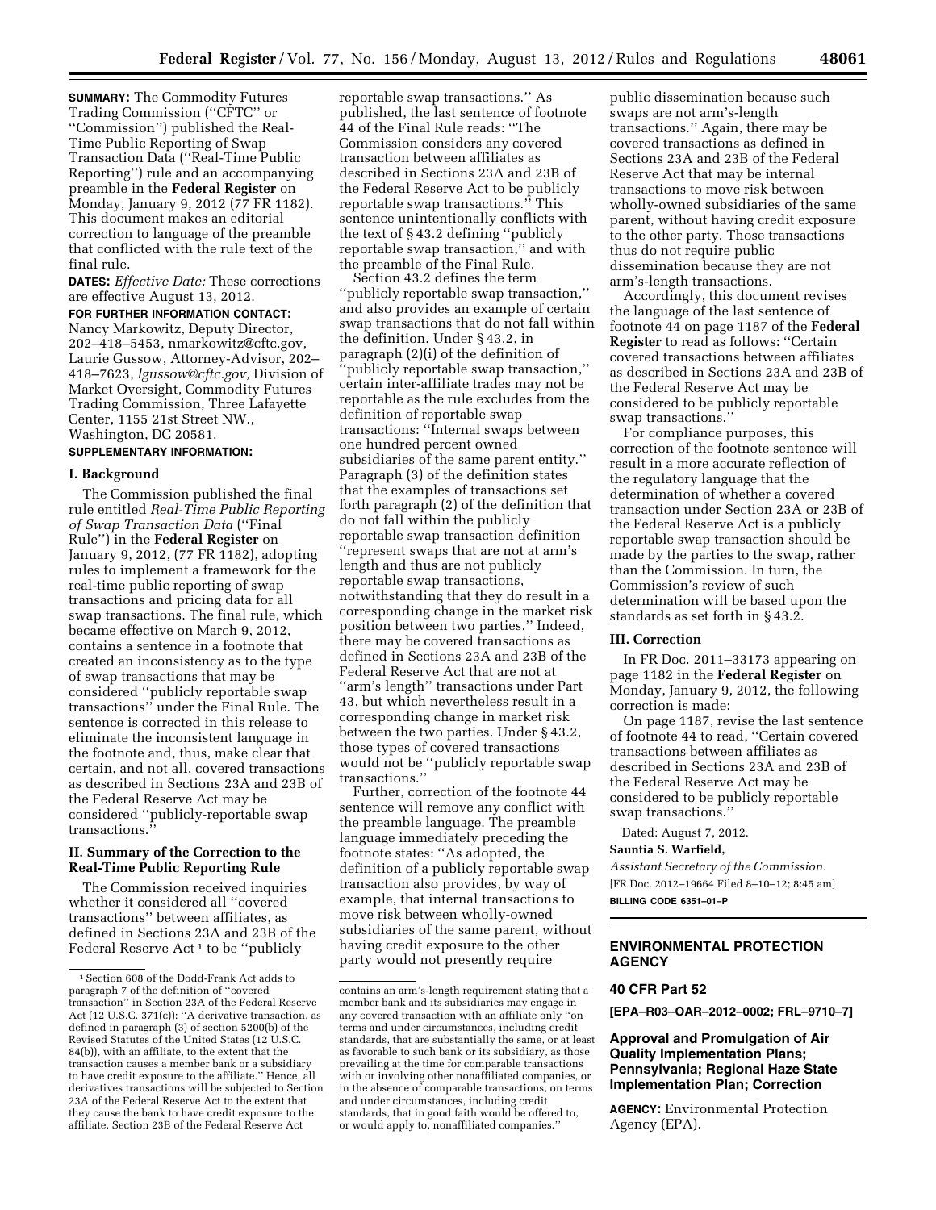**SUMMARY:** The Commodity Futures Trading Commission (''CFTC'' or ''Commission'') published the Real-Time Public Reporting of Swap Transaction Data (''Real-Time Public Reporting'') rule and an accompanying preamble in the **Federal Register** on Monday, January 9, 2012 (77 FR 1182). This document makes an editorial correction to language of the preamble that conflicted with the rule text of the final rule.

**DATES:** *Effective Date:* These corrections are effective August 13, 2012.

**FOR FURTHER INFORMATION CONTACT:** Nancy Markowitz, Deputy Director, 202–418–5453, nmarkowitz@cftc.gov, Laurie Gussow, Attorney-Advisor, 202–418–7623, *lgussow@cftc.gov,* Division of Market Oversight, Commodity Futures Trading Commission, Three Lafayette Center, 1155 21st Street NW., Washington, DC 20581.

**SUPPLEMENTARY INFORMATION:**

## I. Background

The Commission published the final rule entitled *Real-Time Public Reporting of Swap Transaction Data* (''Final Rule'') in the **Federal Register** on January 9, 2012, (77 FR 1182), adopting rules to implement a framework for the real-time public reporting of swap transactions and pricing data for all swap transactions. The final rule, which became effective on March 9, 2012, contains a sentence in a footnote that created an inconsistency as to the type of swap transactions that may be considered ''publicly reportable swap transactions'' under the Final Rule. The sentence is corrected in this release to eliminate the inconsistent language in the footnote and, thus, make clear that certain, and not all, covered transactions as described in Sections 23A and 23B of the Federal Reserve Act may be considered ''publicly-reportable swap transactions.''

## II. Summary of the Correction to the Real-Time Public Reporting Rule

The Commission received inquiries whether it considered all ''covered transactions'' between affiliates, as defined in Sections 23A and 23B of the Federal Reserve Act [1] to be ''publicly reportable swap transactions.'' As published, the last sentence of footnote 44 of the Final Rule reads: ''The Commission considers any covered transaction between affiliates as described in Sections 23A and 23B of the Federal Reserve Act to be publicly reportable swap transactions.'' This sentence unintentionally conflicts with the text of § 43.2 defining ''publicly reportable swap transaction,'' and with the preamble of the Final Rule.

Section 43.2 defines the term ''publicly reportable swap transaction,'' and also provides an example of certain swap transactions that do not fall within the definition. Under § 43.2, in paragraph (2)(i) of the definition of ''publicly reportable swap transaction,'' certain inter-affiliate trades may not be reportable as the rule excludes from the definition of reportable swap transactions: ''Internal swaps between one hundred percent owned subsidiaries of the same parent entity.'' Paragraph (3) of the definition states that the examples of transactions set forth paragraph (2) of the definition that do not fall within the publicly reportable swap transaction definition ''represent swaps that are not at arm's length and thus are not publicly reportable swap transactions, notwithstanding that they do result in a corresponding change in the market risk position between two parties.'' Indeed, there may be covered transactions as defined in Sections 23A and 23B of the Federal Reserve Act that are not at ''arm's length'' transactions under Part 43, but which nevertheless result in a corresponding change in market risk between the two parties. Under § 43.2, those types of covered transactions would not be ''publicly reportable swap transactions.''

Further, correction of the footnote 44 sentence will remove any conflict with the preamble language. The preamble language immediately preceding the footnote states: ''As adopted, the definition of a publicly reportable swap transaction also provides, by way of example, that internal transactions to move risk between wholly-owned subsidiaries of the same parent, without having credit exposure to the other party would not presently require public dissemination because such swaps are not arm's-length transactions.'' Again, there may be covered transactions as defined in Sections 23A and 23B of the Federal Reserve Act that may be internal transactions to move risk between wholly-owned subsidiaries of the same parent, without having credit exposure to the other party. Those transactions thus do not require public dissemination because they are not arm's-length transactions.

Accordingly, this document revises the language of the last sentence of footnote 44 on page 1187 of the **Federal Register** to read as follows: ''Certain covered transactions between affiliates as described in Sections 23A and 23B of the Federal Reserve Act may be considered to be publicly reportable swap transactions.''

For compliance purposes, this correction of the footnote sentence will result in a more accurate reflection of the regulatory language that the determination of whether a covered transaction under Section 23A or 23B of the Federal Reserve Act is a publicly reportable swap transaction should be made by the parties to the swap, rather than the Commission. In turn, the Commission's review of such determination will be based upon the standards as set forth in § 43.2.

## III. Correction

In FR Doc. 2011–33173 appearing on page 1182 in the **Federal Register** on Monday, January 9, 2012, the following correction is made:

On page 1187, revise the last sentence of footnote 44 to read, ''Certain covered transactions between affiliates as described in Sections 23A and 23B of the Federal Reserve Act may be considered to be publicly reportable swap transactions.''

Dated: August 7, 2012.

**Sauntia S. Warfield,**

*Assistant Secretary of the Commission.*

[FR Doc. 2012–19664 Filed 8–10–12; 8:45 am]

**BILLING CODE 6351–01–P**

[1] Section 608 of the Dodd-Frank Act adds to paragraph 7 of the definition of ''covered transaction'' in Section 23A of the Federal Reserve Act (12 U.S.C. 371(c)): ''A derivative transaction, as defined in paragraph (3) of section 5200(b) of the Revised Statutes of the United States (12 U.S.C. 84(b)), with an affiliate, to the extent that the transaction causes a member bank or a subsidiary to have credit exposure to the affiliate.'' Hence, all derivatives transactions will be subjected to Section 23A of the Federal Reserve Act to the extent that they cause the bank to have credit exposure to the affiliate. Section 23B of the Federal Reserve Act contains an arm's-length requirement stating that a member bank and its subsidiaries may engage in any covered transaction with an affiliate only ''on terms and under circumstances, including credit standards, that are substantially the same, or at least as favorable to such bank or its subsidiary, as those prevailing at the time for comparable transactions with or involving other nonaffiliated companies, or in the absence of comparable transactions, on terms and under circumstances, including credit standards, that in good faith would be offered to, or would apply to, nonaffiliated companies.''

---

# ENVIRONMENTAL PROTECTION AGENCY

## 40 CFR Part 52

**[EPA–R03–OAR–2012–0002; FRL–9710–7]**

## Approval and Promulgation of Air Quality Implementation Plans; Pennsylvania; Regional Haze State Implementation Plan; Correction

**AGENCY:** Environmental Protection Agency (EPA).